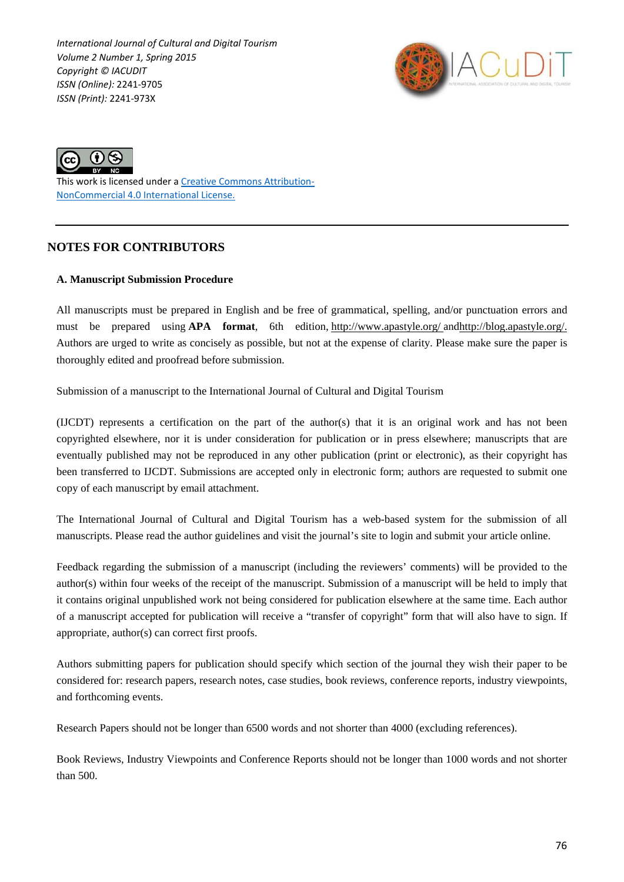*International Journal of Cultural and Digital Tourism*
*Volume 2 Number 1, Spring 2015*
*Copyright © IACUDIT*
*ISSN (Online):* 2241-9705
*ISSN (Print):* 2241-973X

This work is licensed under a [Creative Commons Attribution-NonCommercial 4.0 International License.](#)

---

# NOTES FOR CONTRIBUTORS

## A. Manuscript Submission Procedure

All manuscripts must be prepared in English and be free of grammatical, spelling, and/or punctuation errors and must be prepared using **APA format**, 6th edition, http://www.apastyle.org/ andhttp://blog.apastyle.org/. Authors are urged to write as concisely as possible, but not at the expense of clarity. Please make sure the paper is thoroughly edited and proofread before submission.

Submission of a manuscript to the International Journal of Cultural and Digital Tourism

(IJCDT) represents a certification on the part of the author(s) that it is an original work and has not been copyrighted elsewhere, nor it is under consideration for publication or in press elsewhere; manuscripts that are eventually published may not be reproduced in any other publication (print or electronic), as their copyright has been transferred to IJCDT. Submissions are accepted only in electronic form; authors are requested to submit one copy of each manuscript by email attachment.

The International Journal of Cultural and Digital Tourism has a web-based system for the submission of all manuscripts. Please read the author guidelines and visit the journal's site to login and submit your article online.

Feedback regarding the submission of a manuscript (including the reviewers' comments) will be provided to the author(s) within four weeks of the receipt of the manuscript. Submission of a manuscript will be held to imply that it contains original unpublished work not being considered for publication elsewhere at the same time. Each author of a manuscript accepted for publication will receive a "transfer of copyright" form that will also have to sign. If appropriate, author(s) can correct first proofs.

Authors submitting papers for publication should specify which section of the journal they wish their paper to be considered for: research papers, research notes, case studies, book reviews, conference reports, industry viewpoints, and forthcoming events.

Research Papers should not be longer than 6500 words and not shorter than 4000 (excluding references).

Book Reviews, Industry Viewpoints and Conference Reports should not be longer than 1000 words and not shorter than 500.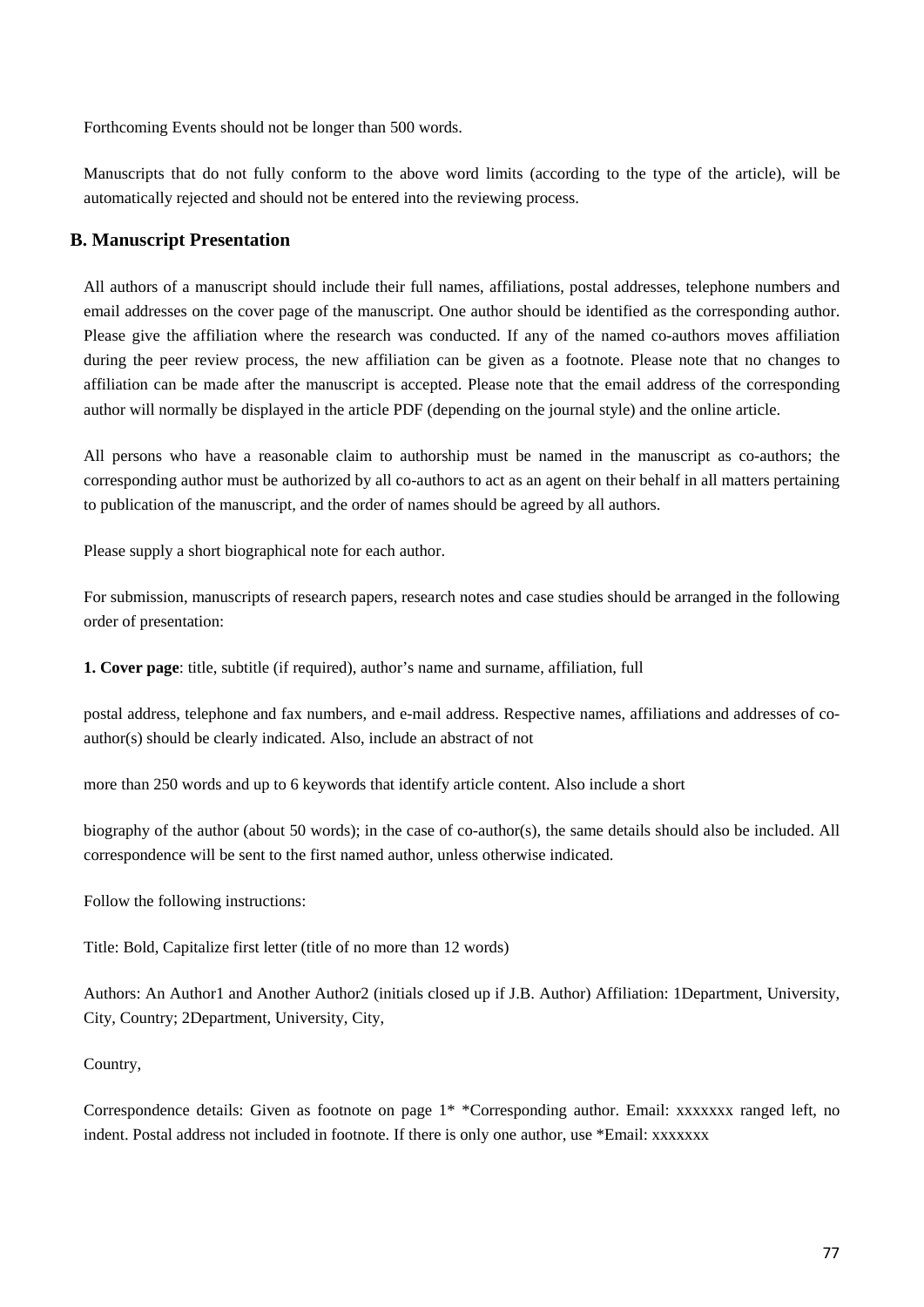Forthcoming Events should not be longer than 500 words.

Manuscripts that do not fully conform to the above word limits (according to the type of the article), will be automatically rejected and should not be entered into the reviewing process.

## B. Manuscript Presentation

All authors of a manuscript should include their full names, affiliations, postal addresses, telephone numbers and email addresses on the cover page of the manuscript. One author should be identified as the corresponding author. Please give the affiliation where the research was conducted. If any of the named co-authors moves affiliation during the peer review process, the new affiliation can be given as a footnote. Please note that no changes to affiliation can be made after the manuscript is accepted. Please note that the email address of the corresponding author will normally be displayed in the article PDF (depending on the journal style) and the online article.

All persons who have a reasonable claim to authorship must be named in the manuscript as co-authors; the corresponding author must be authorized by all co-authors to act as an agent on their behalf in all matters pertaining to publication of the manuscript, and the order of names should be agreed by all authors.

Please supply a short biographical note for each author.

For submission, manuscripts of research papers, research notes and case studies should be arranged in the following order of presentation:

**1. Cover page**: title, subtitle (if required), author's name and surname, affiliation, full

postal address, telephone and fax numbers, and e-mail address. Respective names, affiliations and addresses of co-author(s) should be clearly indicated. Also, include an abstract of not

more than 250 words and up to 6 keywords that identify article content. Also include a short

biography of the author (about 50 words); in the case of co-author(s), the same details should also be included. All correspondence will be sent to the first named author, unless otherwise indicated.

Follow the following instructions:

Title: Bold, Capitalize first letter (title of no more than 12 words)

Authors: An Author1 and Another Author2 (initials closed up if J.B. Author) Affiliation: 1Department, University, City, Country; 2Department, University, City,

Country,

Correspondence details: Given as footnote on page 1* *Corresponding author. Email: xxxxxxx ranged left, no indent. Postal address not included in footnote. If there is only one author, use *Email: xxxxxxx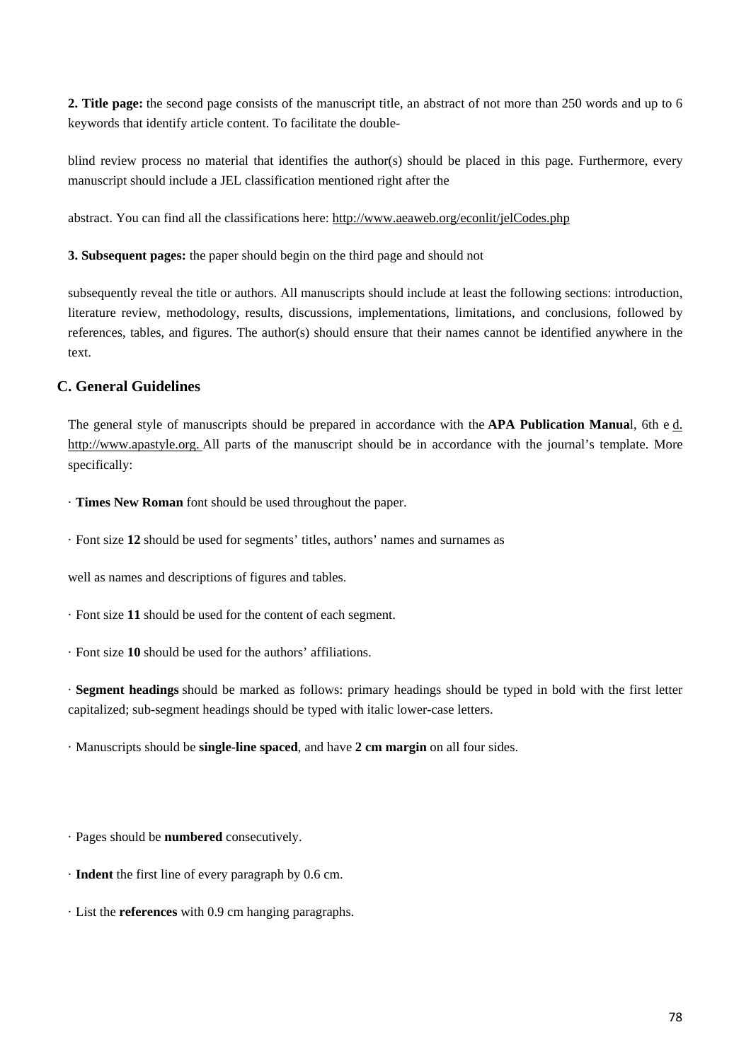**2. Title page:** the second page consists of the manuscript title, an abstract of not more than 250 words and up to 6 keywords that identify article content. To facilitate the double-

blind review process no material that identifies the author(s) should be placed in this page. Furthermore, every manuscript should include a JEL classification mentioned right after the

abstract. You can find all the classifications here: http://www.aeaweb.org/econlit/jelCodes.php

**3. Subsequent pages:** the paper should begin on the third page and should not

subsequently reveal the title or authors. All manuscripts should include at least the following sections: introduction, literature review, methodology, results, discussions, implementations, limitations, and conclusions, followed by references, tables, and figures. The author(s) should ensure that their names cannot be identified anywhere in the text.

## C. General Guidelines

The general style of manuscripts should be prepared in accordance with the **APA Publication Manua**l, 6th e d. http://www.apastyle.org. All parts of the manuscript should be in accordance with the journal's template. More specifically:

· **Times New Roman** font should be used throughout the paper.

· Font size **12** should be used for segments' titles, authors' names and surnames as

well as names and descriptions of figures and tables.

· Font size **11** should be used for the content of each segment.

· Font size **10** should be used for the authors' affiliations.

· **Segment headings** should be marked as follows: primary headings should be typed in bold with the first letter capitalized; sub-segment headings should be typed with italic lower-case letters.

· Manuscripts should be **single-line spaced**, and have **2 cm margin** on all four sides.

· Pages should be **numbered** consecutively.

· **Indent** the first line of every paragraph by 0.6 cm.

· List the **references** with 0.9 cm hanging paragraphs.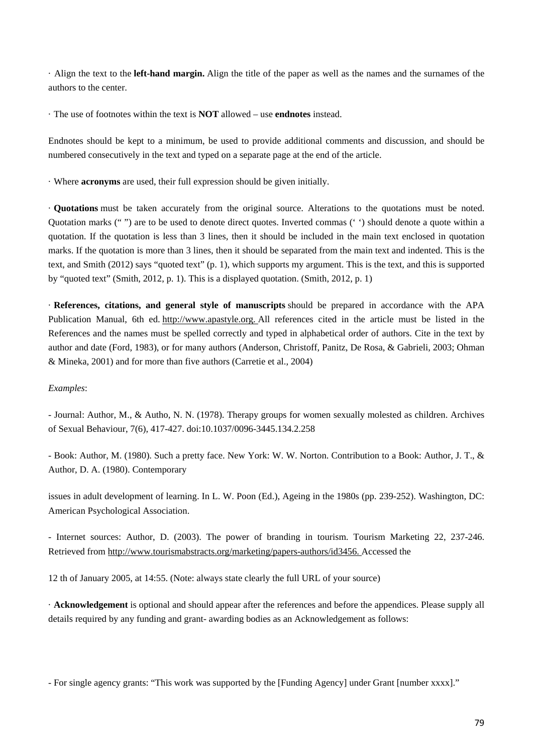· Align the text to the **left-hand margin.** Align the title of the paper as well as the names and the surnames of the authors to the center.

· The use of footnotes within the text is **NOT** allowed – use **endnotes** instead.

Endnotes should be kept to a minimum, be used to provide additional comments and discussion, and should be numbered consecutively in the text and typed on a separate page at the end of the article.

· Where **acronyms** are used, their full expression should be given initially.

· **Quotations** must be taken accurately from the original source. Alterations to the quotations must be noted. Quotation marks (" ") are to be used to denote direct quotes. Inverted commas (' ') should denote a quote within a quotation. If the quotation is less than 3 lines, then it should be included in the main text enclosed in quotation marks. If the quotation is more than 3 lines, then it should be separated from the main text and indented. This is the text, and Smith (2012) says "quoted text" (p. 1), which supports my argument. This is the text, and this is supported by "quoted text" (Smith, 2012, p. 1). This is a displayed quotation. (Smith, 2012, p. 1)

· **References, citations, and general style of manuscripts** should be prepared in accordance with the APA Publication Manual, 6th ed. http://www.apastyle.org. All references cited in the article must be listed in the References and the names must be spelled correctly and typed in alphabetical order of authors. Cite in the text by author and date (Ford, 1983), or for many authors (Anderson, Christoff, Panitz, De Rosa, & Gabrieli, 2003; Ohman & Mineka, 2001) and for more than five authors (Carretie et al., 2004)

*Examples*:

- Journal: Author, M., & Autho, N. N. (1978). Therapy groups for women sexually molested as children. Archives of Sexual Behaviour, 7(6), 417-427. doi:10.1037/0096-3445.134.2.258

- Book: Author, M. (1980). Such a pretty face. New York: W. W. Norton. Contribution to a Book: Author, J. T., & Author, D. A. (1980). Contemporary

issues in adult development of learning. In L. W. Poon (Ed.), Ageing in the 1980s (pp. 239-252). Washington, DC: American Psychological Association.

- Internet sources: Author, D. (2003). The power of branding in tourism. Tourism Marketing 22, 237-246. Retrieved from http://www.tourismabstracts.org/marketing/papers-authors/id3456. Accessed the

12 th of January 2005, at 14:55. (Note: always state clearly the full URL of your source)

· **Acknowledgement** is optional and should appear after the references and before the appendices. Please supply all details required by any funding and grant- awarding bodies as an Acknowledgement as follows:

- For single agency grants: "This work was supported by the [Funding Agency] under Grant [number xxxx]."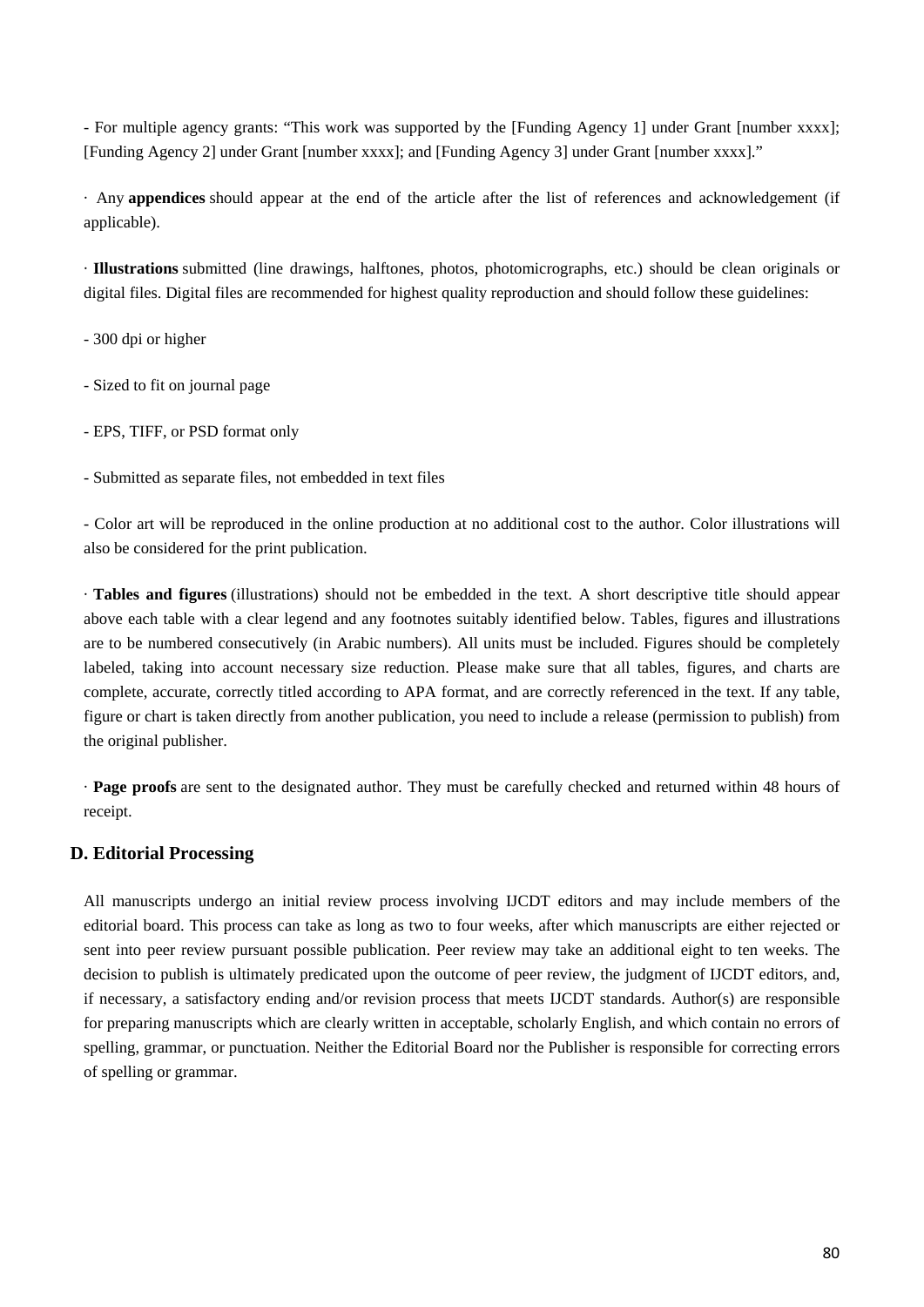- For multiple agency grants: "This work was supported by the [Funding Agency 1] under Grant [number xxxx]; [Funding Agency 2] under Grant [number xxxx]; and [Funding Agency 3] under Grant [number xxxx]."

· Any **appendices** should appear at the end of the article after the list of references and acknowledgement (if applicable).

· **Illustrations** submitted (line drawings, halftones, photos, photomicrographs, etc.) should be clean originals or digital files. Digital files are recommended for highest quality reproduction and should follow these guidelines:

- 300 dpi or higher

- Sized to fit on journal page

- EPS, TIFF, or PSD format only

- Submitted as separate files, not embedded in text files

- Color art will be reproduced in the online production at no additional cost to the author. Color illustrations will also be considered for the print publication.

· **Tables and figures** (illustrations) should not be embedded in the text. A short descriptive title should appear above each table with a clear legend and any footnotes suitably identified below. Tables, figures and illustrations are to be numbered consecutively (in Arabic numbers). All units must be included. Figures should be completely labeled, taking into account necessary size reduction. Please make sure that all tables, figures, and charts are complete, accurate, correctly titled according to APA format, and are correctly referenced in the text. If any table, figure or chart is taken directly from another publication, you need to include a release (permission to publish) from the original publisher.

· **Page proofs** are sent to the designated author. They must be carefully checked and returned within 48 hours of receipt.

## D. Editorial Processing

All manuscripts undergo an initial review process involving IJCDT editors and may include members of the editorial board. This process can take as long as two to four weeks, after which manuscripts are either rejected or sent into peer review pursuant possible publication. Peer review may take an additional eight to ten weeks. The decision to publish is ultimately predicated upon the outcome of peer review, the judgment of IJCDT editors, and, if necessary, a satisfactory ending and/or revision process that meets IJCDT standards. Author(s) are responsible for preparing manuscripts which are clearly written in acceptable, scholarly English, and which contain no errors of spelling, grammar, or punctuation. Neither the Editorial Board nor the Publisher is responsible for correcting errors of spelling or grammar.